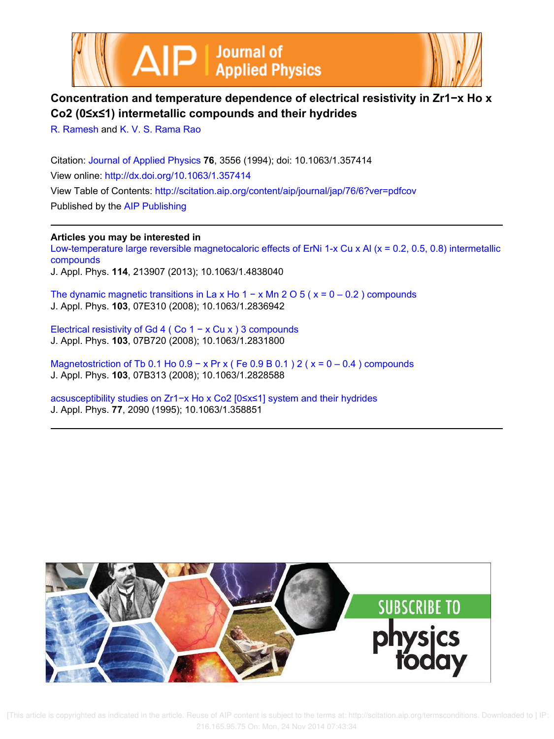# Concentration and temperature dependence of electrical resistivity in $Zr_{1-x}Ho_xCo_2$ ($0 \leq x \leq 1$) intermetallic compounds and their hydrides

R. Ramesh and K. V. S. Rama Rao

Citation: Journal of Applied Physics **76**, 3556 (1994); doi: 10.1063/1.357414

View online: http://dx.doi.org/10.1063/1.357414

View Table of Contents: http://scitation.aip.org/content/aip/journal/jap/76/6?ver=pdfcov

Published by the AIP Publishing

## Articles you may be interested in

Low-temperature large reversible magnetocaloric effects of $ErNi_{1-x}Cu_xAl$ ($x = 0.2, 0.5, 0.8$) intermetallic compounds

J. Appl. Phys. **114**, 213907 (2013); 10.1063/1.4838040

The dynamic magnetic transitions in $La_xHo_{1-x}Mn_2O_5$ ($x = 0 – 0.2$) compounds

J. Appl. Phys. **103**, 07E310 (2008); 10.1063/1.2836942

Electrical resistivity of $Gd_4(Co_{1-x}Cu_x)_3$ compounds

J. Appl. Phys. **103**, 07B720 (2008); 10.1063/1.2831800

Magnetostriction of $Tb_{0.1}Ho_{0.9-x}Pr_x(Fe_{0.9}B_{0.1})_2$ ($x = 0 – 0.4$) compounds

J. Appl. Phys. **103**, 07B313 (2008); 10.1063/1.2828588

acsusceptibility studies on $Zr_{1-x}Ho_xCo_2$ [$0 \leq x \leq 1$] system and their hydrides

J. Appl. Phys. **77**, 2090 (1995); 10.1063/1.358851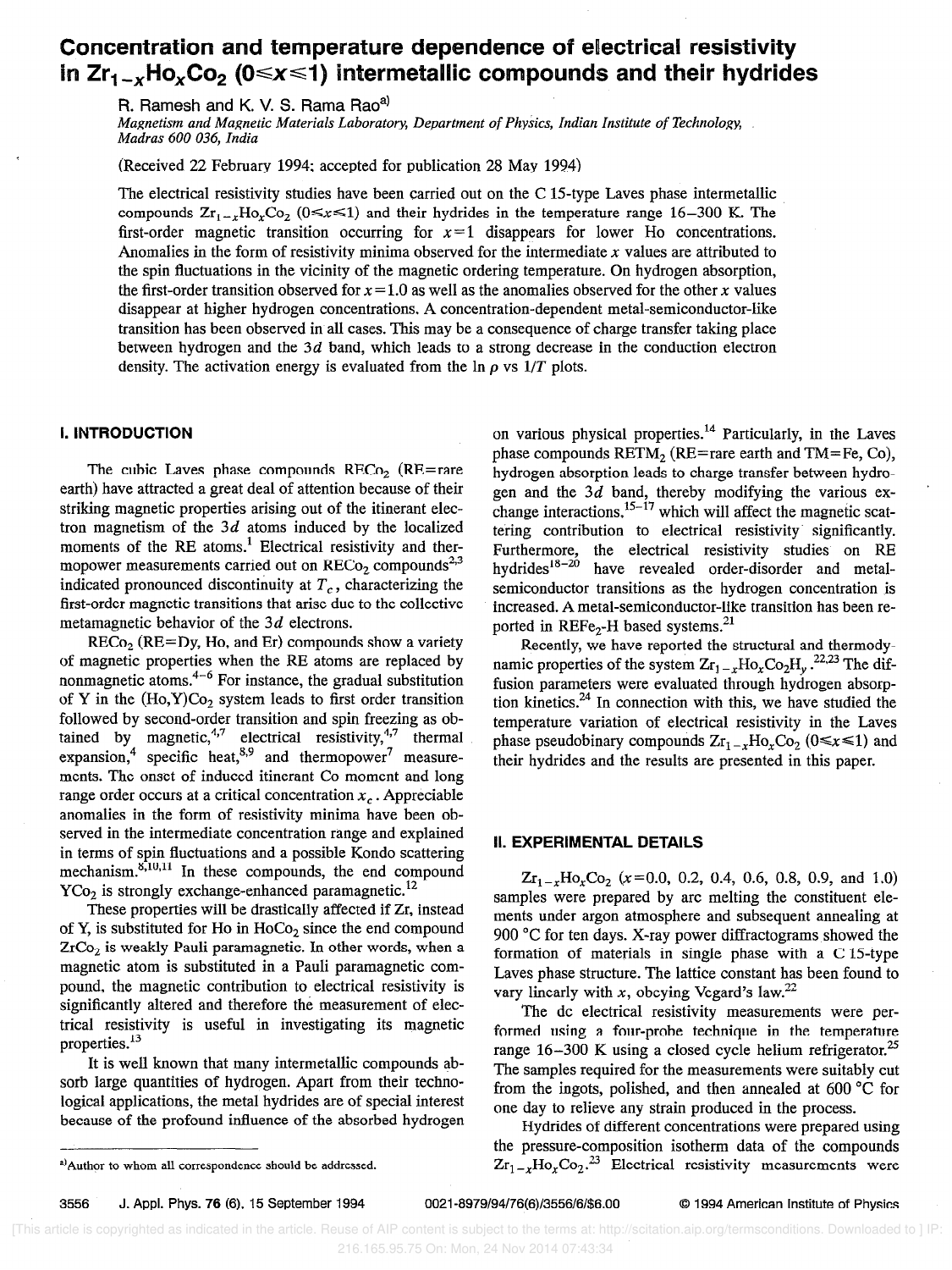# Concentration and temperature dependence of electrical resistivity in $Zr_{1-x}Ho_xCo_2$ ($0 \leq x \leq 1$) intermetallic compounds and their hydrides

R. Ramesh and K. V. S. Rama Rao[a]

*Magnetism and Magnetic Materials Laboratory, Department of Physics, Indian Institute of Technology, Madras 600 036, India*

(Received 22 February 1994; accepted for publication 28 May 1994)

The electrical resistivity studies have been carried out on the C 15-type Laves phase intermetallic compounds $Zr_{1-x}Ho_xCo_2$ ($0 \leq x \leq 1$) and their hydrides in the temperature range 16–300 K. The first-order magnetic transition occurring for $x=1$ disappears for lower Ho concentrations. Anomalies in the form of resistivity minima observed for the intermediate $x$ values are attributed to the spin fluctuations in the vicinity of the magnetic ordering temperature. On hydrogen absorption, the first-order transition observed for $x=1.0$ as well as the anomalies observed for the other $x$ values disappear at higher hydrogen concentrations. A concentration-dependent metal-semiconductor-like transition has been observed in all cases. This may be a consequence of charge transfer taking place between hydrogen and the $3d$ band, which leads to a strong decrease in the conduction electron density. The activation energy is evaluated from the $\ln \rho$ vs $1/T$ plots.

## I. INTRODUCTION

The cubic Laves phase compounds $RECo_2$ (RE=rare earth) have attracted a great deal of attention because of their striking magnetic properties arising out of the itinerant electron magnetism of the $3d$ atoms induced by the localized moments of the RE atoms.[1] Electrical resistivity and thermopower measurements carried out on $RECo_2$ compounds[2,3] indicated pronounced discontinuity at $T_c$, characterizing the first-order magnetic transitions that arise due to the collective metamagnetic behavior of the $3d$ electrons.

$RECo_2$ (RE=Dy, Ho, and Er) compounds show a variety of magnetic properties when the RE atoms are replaced by nonmagnetic atoms.[4–6] For instance, the gradual substitution of Y in the (Ho,Y)$Co_2$ system leads to first order transition followed by second-order transition and spin freezing as obtained by magnetic,[4,7] electrical resistivity,[4,7] thermal expansion,[4] specific heat,[8,9] and thermopower[7] measurements. The onset of induced itinerant Co moment and long range order occurs at a critical concentration $x_c$. Appreciable anomalies in the form of resistivity minima have been observed in the intermediate concentration range and explained in terms of spin fluctuations and a possible Kondo scattering mechanism.[8,10,11] In these compounds, the end compound $YCo_2$ is strongly exchange-enhanced paramagnetic.[12]

These properties will be drastically affected if Zr, instead of Y, is substituted for Ho in $HoCo_2$ since the end compound $ZrCo_2$ is weakly Pauli paramagnetic. In other words, when a magnetic atom is substituted in a Pauli paramagnetic compound, the magnetic contribution to electrical resistivity is significantly altered and therefore the measurement of electrical resistivity is useful in investigating its magnetic properties.[13]

It is well known that many intermetallic compounds absorb large quantities of hydrogen. Apart from their technological applications, the metal hydrides are of special interest because of the profound influence of the absorbed hydrogen on various physical properties.[14] Particularly, in the Laves phase compounds $RETM_2$ (RE=rare earth and TM=Fe, Co), hydrogen absorption leads to charge transfer between hydrogen and the $3d$ band, thereby modifying the various exchange interactions,[15–17] which will affect the magnetic scattering contribution to electrical resistivity significantly. Furthermore, the electrical resistivity studies on RE hydrides[18–20] have revealed order-disorder and metal-semiconductor transitions as the hydrogen concentration is increased. A metal-semiconductor-like transition has been reported in $REFe_2$-H based systems.[21]

Recently, we have reported the structural and thermodynamic properties of the system $Zr_{1-x}Ho_xCo_2H_y$.[22,23] The diffusion parameters were evaluated through hydrogen absorption kinetics.[24] In connection with this, we have studied the temperature variation of electrical resistivity in the Laves phase pseudobinary compounds $Zr_{1-x}Ho_xCo_2$ ($0 \leq x \leq 1$) and their hydrides and the results are presented in this paper.

## II. EXPERIMENTAL DETAILS

$Zr_{1-x}Ho_xCo_2$ ($x$=0.0, 0.2, 0.4, 0.6, 0.8, 0.9, and 1.0) samples were prepared by arc melting the constituent elements under argon atmosphere and subsequent annealing at 900 °C for ten days. X-ray power diffractograms showed the formation of materials in single phase with a C 15-type Laves phase structure. The lattice constant has been found to vary linearly with $x$, obeying Vegard's law.[22]

The dc electrical resistivity measurements were performed using a four-probe technique in the temperature range 16–300 K using a closed cycle helium refrigerator.[25] The samples required for the measurements were suitably cut from the ingots, polished, and then annealed at 600 °C for one day to relieve any strain produced in the process.

Hydrides of different concentrations were prepared using the pressure-composition isotherm data of the compounds $Zr_{1-x}Ho_xCo_2$.[23] Electrical resistivity measurements were

[a]Author to whom all correspondence should be addressed.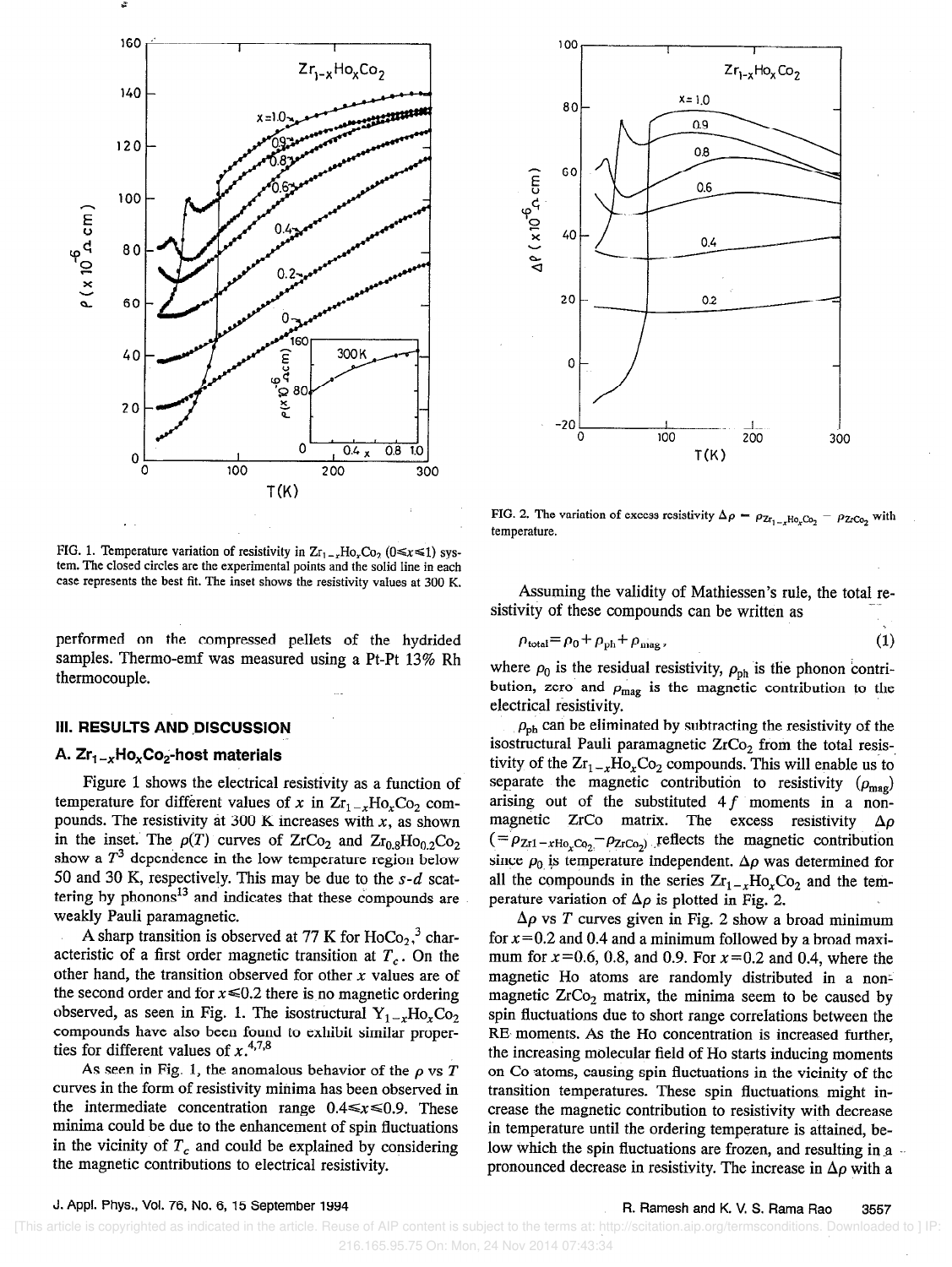FIG. 1. Temperature variation of resistivity in $Zr_{1-x}Ho_xCo_2$ ($0 \leqslant x \leqslant 1$) system. The closed circles are the experimental points and the solid line in each case represents the best fit. The inset shows the resistivity values at 300 K.

FIG. 2. The variation of excess resistivity $\Delta\rho = \rho_{Zr_{1-x}Ho_xCo_2} - \rho_{ZrCo_2}$ with temperature.

performed on the compressed pellets of the hydrided samples. Thermo-emf was measured using a Pt-Pt 13% Rh thermocouple.

## III. RESULTS AND DISCUSSION

### A. $Zr_{1-x}Ho_xCo_2$-host materials

Figure 1 shows the electrical resistivity as a function of temperature for different values of $x$ in $Zr_{1-x}Ho_xCo_2$ compounds. The resistivity at 300 K increases with $x$, as shown in the inset. The $\rho(T)$ curves of $ZrCo_2$ and $Zr_{0.8}Ho_{0.2}Co_2$ show a $T^3$ dependence in the low temperature region below 50 and 30 K, respectively. This may be due to the $s$-$d$ scattering by phonons[13] and indicates that these compounds are weakly Pauli paramagnetic.

A sharp transition is observed at 77 K for $HoCo_2$,[3] characteristic of a first order magnetic transition at $T_c$. On the other hand, the transition observed for other $x$ values are of the second order and for $x \leqslant 0.2$ there is no magnetic ordering observed, as seen in Fig. 1. The isostructural $Y_{1-x}Ho_xCo_2$ compounds have also been found to exhibit similar properties for different values of $x$.[4,7,8]

As seen in Fig. 1, the anomalous behavior of the $\rho$ vs $T$ curves in the form of resistivity minima has been observed in the intermediate concentration range $0.4 \leqslant x \leqslant 0.9$. These minima could be due to the enhancement of spin fluctuations in the vicinity of $T_c$ and could be explained by considering the magnetic contributions to electrical resistivity.

Assuming the validity of Mathiessen's rule, the total resistivity of these compounds can be written as

$$\rho_{\text{total}} = \rho_0 + \rho_{\text{ph}} + \rho_{\text{mag}}, \tag{1}$$

where $\rho_0$ is the residual resistivity, $\rho_{\text{ph}}$ is the phonon contribution, zero and $\rho_{\text{mag}}$ is the magnetic contribution to the electrical resistivity.

$\rho_{\text{ph}}$ can be eliminated by subtracting the resistivity of the isostructural Pauli paramagnetic $ZrCo_2$ from the total resistivity of the $Zr_{1-x}Ho_xCo_2$ compounds. This will enable us to separate the magnetic contribution to resistivity ($\rho_{\text{mag}}$) arising out of the substituted $4f$ moments in a nonmagnetic ZrCo matrix. The excess resistivity $\Delta\rho$ ($=\rho_{Zr1-xHo_xCo_2} - \rho_{ZrCo_2}$) reflects the magnetic contribution since $\rho_0$ is temperature independent. $\Delta\rho$ was determined for all the compounds in the series $Zr_{1-x}Ho_xCo_2$ and the temperature variation of $\Delta\rho$ is plotted in Fig. 2.

$\Delta\rho$ vs $T$ curves given in Fig. 2 show a broad minimum for $x=0.2$ and 0.4 and a minimum followed by a broad maximum for $x=0.6$, 0.8, and 0.9. For $x=0.2$ and 0.4, where the magnetic Ho atoms are randomly distributed in a nonmagnetic $ZrCo_2$ matrix, the minima seem to be caused by spin fluctuations due to short range correlations between the RE moments. As the Ho concentration is increased further, the increasing molecular field of Ho starts inducing moments on Co atoms, causing spin fluctuations in the vicinity of the transition temperatures. These spin fluctuations might increase the magnetic contribution to resistivity with decrease in temperature until the ordering temperature is attained, below which the spin fluctuations are frozen, and resulting in a pronounced decrease in resistivity. The increase in $\Delta\rho$ with a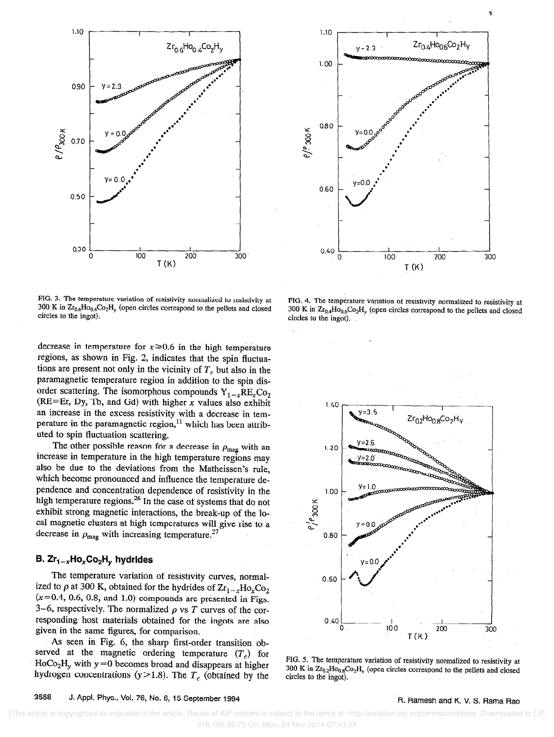FIG. 3. The temperature variation of resistivity normalized to resistivity at 300 K in $Zr_{0.6}Ho_{0.4}Co_2H_y$ (open circles correspond to the pellets and closed circles to the ingot).

FIG. 4. The temperature variation of resistivity normalized to resistivity at 300 K in $Zr_{0.4}Ho_{0.6}Co_2H_y$ (open circles correspond to the pellets and closed circles to the ingot).

decrease in temperature for $x \geq 0.6$ in the high temperature regions, as shown in Fig. 2, indicates that the spin fluctuations are present not only in the vicinity of $T_c$ but also in the paramagnetic temperature region in addition to the spin disorder scattering. The isomorphous compounds $Y_{1-x}RE_xCo_2$ (RE=Er, Dy, Tb, and Gd) with higher $x$ values also exhibit an increase in the excess resistivity with a decrease in temperature in the paramagnetic region,[11] which has been attributed to spin fluctuation scattering.

The other possible reason for a decrease in $\rho_{mag}$ with an increase in temperature in the high temperature regions may also be due to the deviations from the Matheissen's rule, which become pronounced and influence the temperature dependence and concentration dependence of resistivity in the high temperature regions.[26] In the case of systems that do not exhibit strong magnetic interactions, the break-up of the local magnetic clusters at high temperatures will give rise to a decrease in $\rho_{mag}$ with increasing temperature.[27]

### B. $Zr_{1-x}Ho_xCo_2H_y$ hydrides

The temperature variation of resistivity curves, normalized to $\rho$ at 300 K, obtained for the hydrides of $Zr_{1-x}Ho_xCo_2$ ($x$=0.4, 0.6, 0.8, and 1.0) compounds are presented in Figs. 3–6, respectively. The normalized $\rho$ vs $T$ curves of the corresponding host materials obtained for the ingots are also given in the same figures, for comparison.

As seen in Fig. 6, the sharp first-order transition observed at the magnetic ordering temperature ($T_c$) for $HoCo_2H_y$ with $y$=0 becomes broad and disappears at higher hydrogen concentrations ($y$>1.8). The $T_c$ (obtained by the

FIG. 5. The temperature variation of resistivity normalized to resistivity at 300 K in $Zr_{0.2}Ho_{0.8}Co_2H_y$ (open circles correspond to the pellets and closed circles to the ingot).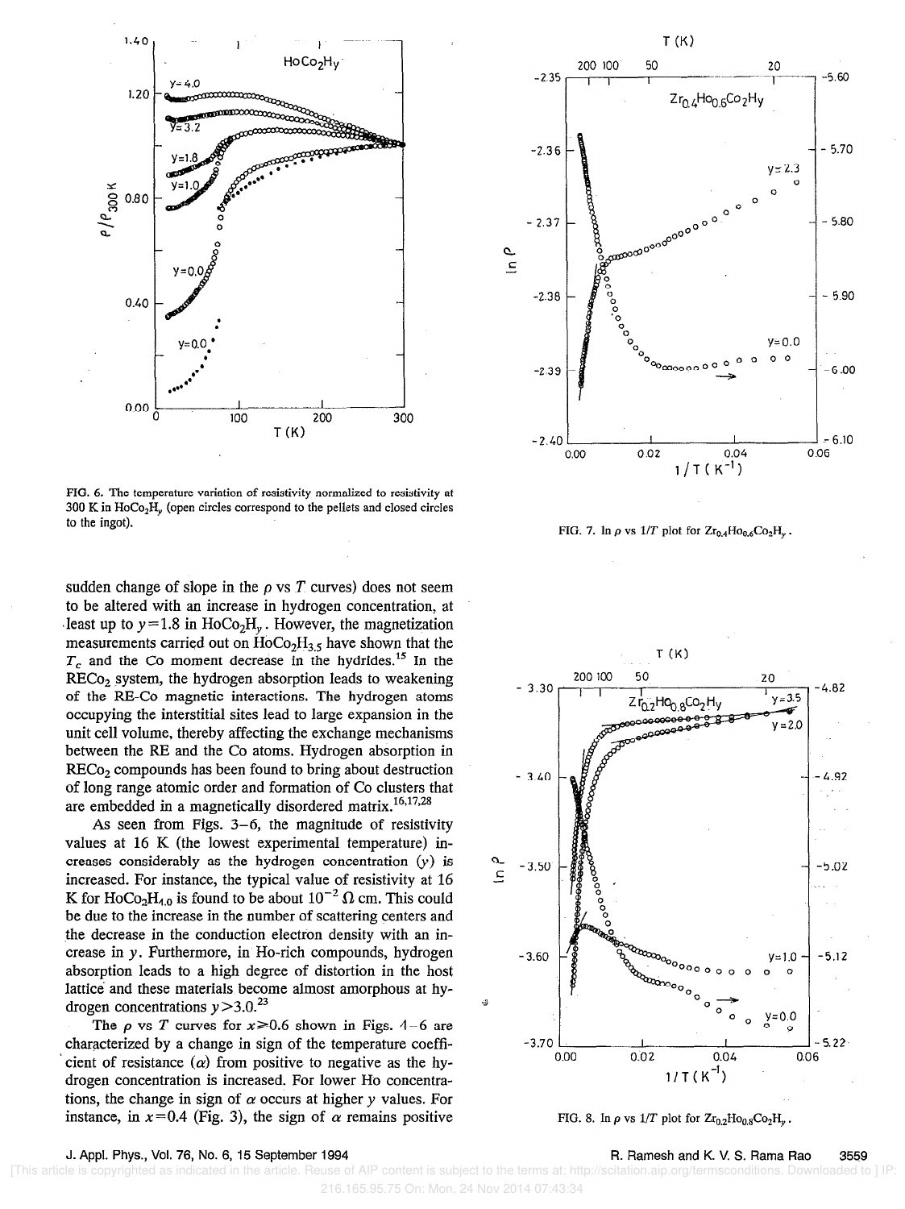FIG. 6. The temperature variation of resistivity normalized to resistivity at 300 K in $HoCo_2H_y$ (open circles correspond to the pellets and closed circles to the ingot).

FIG. 7. ln $\rho$ vs $1/T$ plot for $Zr_{0.4}Ho_{0.6}Co_2H_y$.

FIG. 8. ln $\rho$ vs $1/T$ plot for $Zr_{0.2}Ho_{0.8}Co_2H_y$.

sudden change of slope in the $\rho$ vs $T$ curves) does not seem to be altered with an increase in hydrogen concentration, at least up to $y=1.8$ in $HoCo_2H_y$. However, the magnetization measurements carried out on $HoCo_2H_{3.5}$ have shown that the $T_c$ and the Co moment decrease in the hydrides.[15] In the $RECo_2$ system, the hydrogen absorption leads to weakening of the RE-Co magnetic interactions. The hydrogen atoms occupying the interstitial sites lead to large expansion in the unit cell volume, thereby affecting the exchange mechanisms between the RE and the Co atoms. Hydrogen absorption in $RECo_2$ compounds has been found to bring about destruction of long range atomic order and formation of Co clusters that are embedded in a magnetically disordered matrix.[16,17,28]

As seen from Figs. 3–6, the magnitude of resistivity values at 16 K (the lowest experimental temperature) increases considerably as the hydrogen concentration ($y$) is increased. For instance, the typical value of resistivity at 16 K for $HoCo_2H_{4.0}$ is found to be about $10^{-2}$ $\Omega$ cm. This could be due to the increase in the number of scattering centers and the decrease in the conduction electron density with an increase in $y$. Furthermore, in Ho-rich compounds, hydrogen absorption leads to a high degree of distortion in the host lattice and these materials become almost amorphous at hydrogen concentrations $y>3.0$.[23]

The $\rho$ vs $T$ curves for $x \geq 0.6$ shown in Figs. 4–6 are characterized by a change in sign of the temperature coefficient of resistance ($\alpha$) from positive to negative as the hydrogen concentration is increased. For lower Ho concentrations, the change in sign of $\alpha$ occurs at higher $y$ values. For instance, in $x=0.4$ (Fig. 3), the sign of $\alpha$ remains positive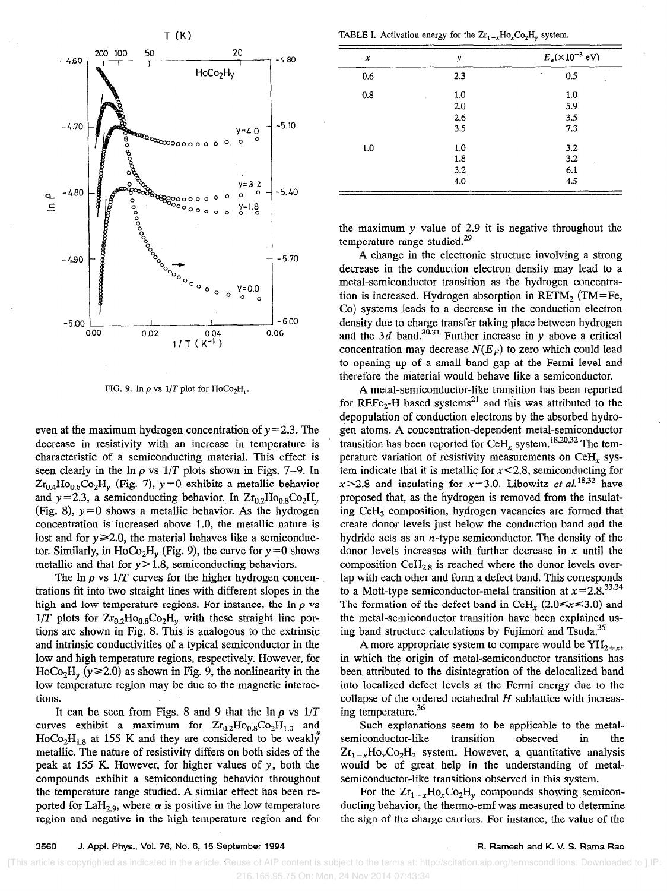FIG. 9. $\ln \rho$ vs $1/T$ plot for $HoCo_2H_y$.

even at the maximum hydrogen concentration of $y=2.3$. The decrease in resistivity with an increase in temperature is characteristic of a semiconducting material. This effect is seen clearly in the $\ln \rho$ vs $1/T$ plots shown in Figs. 7–9. In $Zr_{0.4}Ho_{0.6}Co_2H_y$ (Fig. 7), $y=0$ exhibits a metallic behavior and $y=2.3$, a semiconducting behavior. In $Zr_{0.2}Ho_{0.8}Co_2H_y$ (Fig. 8), $y=0$ shows a metallic behavior. As the hydrogen concentration is increased above 1.0, the metallic nature is lost and for $y \geqslant 2.0$, the material behaves like a semiconductor. Similarly, in $HoCo_2H_y$ (Fig. 9), the curve for $y=0$ shows metallic and that for $y>1.8$, semiconducting behaviors.

The $\ln \rho$ vs $1/T$ curves for the higher hydrogen concentrations fit into two straight lines with different slopes in the high and low temperature regions. For instance, the $\ln \rho$ vs $1/T$ plots for $Zr_{0.2}Ho_{0.8}Co_2H_y$ with these straight line portions are shown in Fig. 8. This is analogous to the extrinsic and intrinsic conductivities of a typical semiconductor in the low and high temperature regions, respectively. However, for $HoCo_2H_y$ ($y \geqslant 2.0$) as shown in Fig. 9, the nonlinearity in the low temperature region may be due to the magnetic interactions.

It can be seen from Figs. 8 and 9 that the $\ln \rho$ vs $1/T$ curves exhibit a maximum for $Zr_{0.2}Ho_{0.8}Co_2H_{1.0}$ and $HoCo_2H_{1.8}$ at 155 K and they are considered to be weakly metallic. The nature of resistivity differs on both sides of the peak at 155 K. However, for higher values of $y$, both the compounds exhibit a semiconducting behavior throughout the temperature range studied. A similar effect has been reported for $LaH_{2.9}$, where $\alpha$ is positive in the low temperature region and negative in the high temperature region and for the maximum $y$ value of 2.9 it is negative throughout the temperature range studied.[29]

TABLE I. Activation energy for the $Zr_{1-x}Ho_xCo_2H_y$ system.

| $x$ | $y$ | $E_a(\times 10^{-3}$ eV) |
|---|---|---|
| 0.6 | 2.3 | 0.5 |
| 0.8 | 1.0 | 1.0 |
| | 2.0 | 5.9 |
| | 2.6 | 3.5 |
| | 3.5 | 7.3 |
| 1.0 | 1.0 | 3.2 |
| | 1.8 | 3.2 |
| | 3.2 | 6.1 |
| | 4.0 | 4.5 |

A change in the electronic structure involving a strong decrease in the conduction electron density may lead to a metal-semiconductor transition as the hydrogen concentration is increased. Hydrogen absorption in $RETM_2$ (TM=Fe, Co) systems leads to a decrease in the conduction electron density due to charge transfer taking place between hydrogen and the $3d$ band.[30,31] Further increase in $y$ above a critical concentration may decrease $N(E_F)$ to zero which could lead to opening up of a small band gap at the Fermi level and therefore the material would behave like a semiconductor.

A metal-semiconductor-like transition has been reported for $REFe_2$-H based systems[21] and this was attributed to the depopulation of conduction electrons by the absorbed hydrogen atoms. A concentration-dependent metal-semiconductor transition has been reported for $CeH_x$ system.[18,20,32] The temperature variation of resistivity measurements on $CeH_x$ system indicate that it is metallic for $x<2.8$, semiconducting for $x>2.8$ and insulating for $x=3.0$. Libowitz *et al.*[18,32] have proposed that, as the hydrogen is removed from the insulating $CeH_3$ composition, hydrogen vacancies are formed that create donor levels just below the conduction band and the hydride acts as an $n$-type semiconductor. The density of the donor levels increases with further decrease in $x$ until the composition $CeH_{2.8}$ is reached where the donor levels overlap with each other and form a defect band. This corresponds to a Mott-type semiconductor-metal transition at $x=2.8$.[33,34] The formation of the defect band in $CeH_x$ ($2.0 \leqslant x \leqslant 3.0$) and the metal-semiconductor transition have been explained using band structure calculations by Fujimori and Tsuda.[35]

A more appropriate system to compare would be $YH_{2+x}$, in which the origin of metal-semiconductor transitions has been attributed to the disintegration of the delocalized band into localized defect levels at the Fermi energy due to the collapse of the ordered octahedral $H$ sublattice with increasing temperature.[36]

Such explanations seem to be applicable to the metal-semiconductor-like transition observed in the $Zr_{1-x}Ho_xCo_2H_y$ system. However, a quantitative analysis would be of great help in the understanding of metal-semiconductor-like transitions observed in this system.

For the $Zr_{1-x}Ho_xCo_2H_y$ compounds showing semiconducting behavior, the thermo-emf was measured to determine the sign of the charge carriers. For instance, the value of the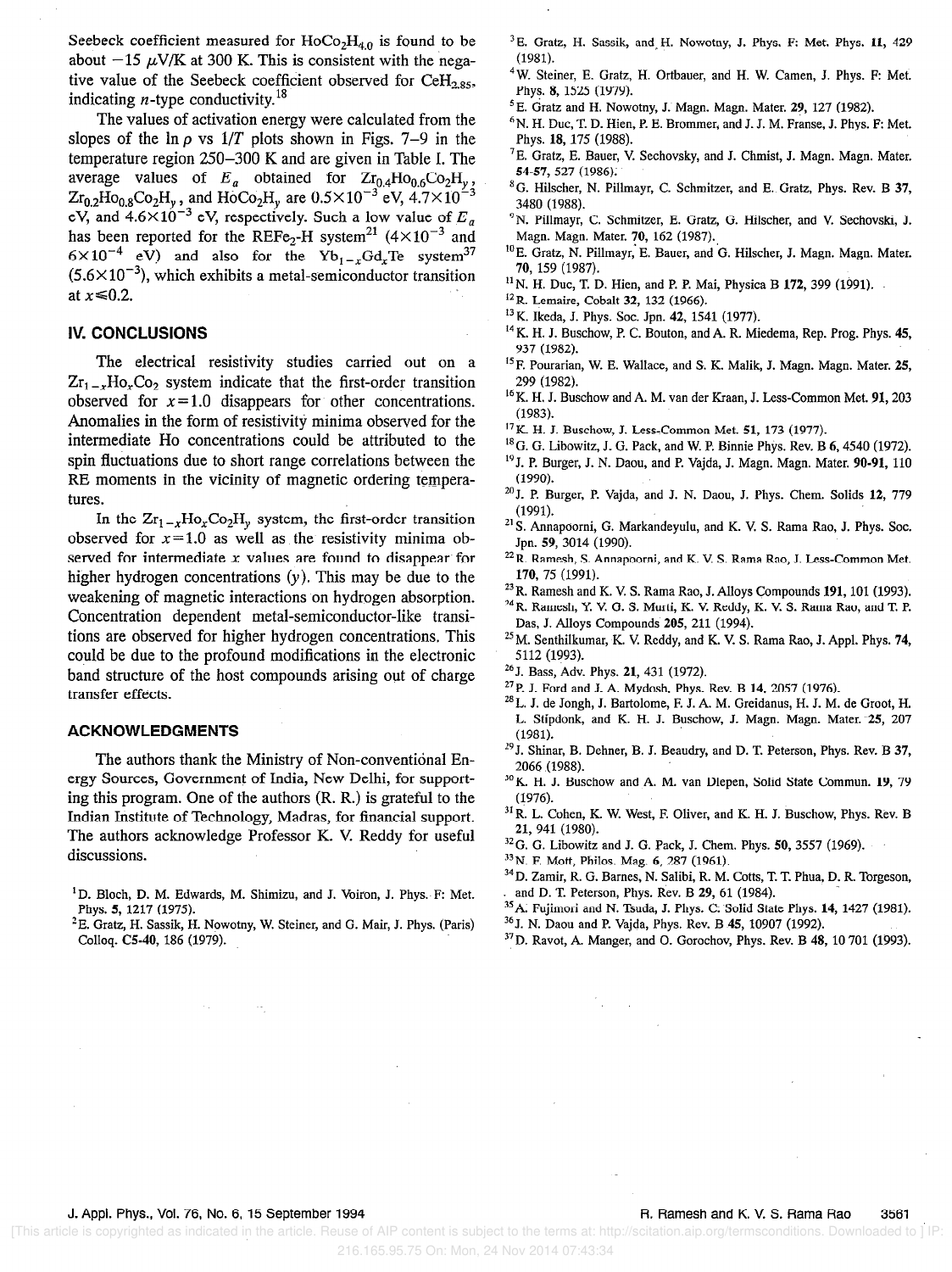Seebeck coefficient measured for $HoCo_2H_{4.0}$ is found to be about $-15$ $\mu$V/K at 300 K. This is consistent with the negative value of the Seebeck coefficient observed for $CeH_{2.85}$, indicating $n$-type conductivity.[18]

The values of activation energy were calculated from the slopes of the $\ln \rho$ vs $1/T$ plots shown in Figs. 7–9 in the temperature region 250–300 K and are given in Table I. The average values of $E_a$ obtained for $Zr_{0.4}Ho_{0.6}Co_2H_y$, $Zr_{0.2}Ho_{0.8}Co_2H_y$, and $HoCo_2H_y$ are $0.5\times10^{-3}$ eV, $4.7\times10^{-3}$ eV, and $4.6\times10^{-3}$ eV, respectively. Such a low value of $E_a$ has been reported for the $REFe_2$-H system[21] ($4\times10^{-3}$ and $6\times10^{-4}$ eV) and also for the $Yb_{1-x}Gd_xTe$ system[37] ($5.6\times10^{-3}$), which exhibits a metal-semiconductor transition at $x\leqslant0.2$.

## IV. CONCLUSIONS

The electrical resistivity studies carried out on a $Zr_{1-x}Ho_xCo_2$ system indicate that the first-order transition observed for $x=1.0$ disappears for other concentrations. Anomalies in the form of resistivity minima observed for the intermediate Ho concentrations could be attributed to the spin fluctuations due to short range correlations between the RE moments in the vicinity of magnetic ordering temperatures.

In the $Zr_{1-x}Ho_xCo_2H_y$ system, the first-order transition observed for $x=1.0$ as well as the resistivity minima observed for intermediate $x$ values are found to disappear for higher hydrogen concentrations ($y$). This may be due to the weakening of magnetic interactions on hydrogen absorption. Concentration dependent metal-semiconductor-like transitions are observed for higher hydrogen concentrations. This could be due to the profound modifications in the electronic band structure of the host compounds arising out of charge transfer effects.

## ACKNOWLEDGMENTS

The authors thank the Ministry of Non-conventional Energy Sources, Government of India, New Delhi, for supporting this program. One of the authors (R. R.) is grateful to the Indian Institute of Technology, Madras, for financial support. The authors acknowledge Professor K. V. Reddy for useful discussions.

[1] D. Bloch, D. M. Edwards, M. Shimizu, and J. Voiron, J. Phys. F: Met. Phys. **5**, 1217 (1975).
[2] E. Gratz, H. Sassik, H. Nowotny, W. Steiner, and G. Mair, J. Phys. (Paris) Colloq. **C5-40**, 186 (1979).
[3] E. Gratz, H. Sassik, and H. Nowotny, J. Phys. F: Met. Phys. **11**, 429 (1981).
[4] W. Steiner, E. Gratz, H. Ortbauer, and H. W. Camen, J. Phys. F: Met. Phys. **8**, 1525 (1979).
[5] E. Gratz and H. Nowotny, J. Magn. Magn. Mater. **29**, 127 (1982).
[6] N. H. Duc, T. D. Hien, P. E. Brommer, and J. J. M. Franse, J. Phys. F: Met. Phys. **18**, 175 (1988).
[7] E. Gratz, E. Bauer, V. Sechovsky, and J. Chmist, J. Magn. Magn. Mater. **54-57**, 527 (1986).
[8] G. Hilscher, N. Pillmayr, C. Schmitzer, and E. Gratz, Phys. Rev. B **37**, 3480 (1988).
[9] N. Pillmayr, C. Schmitzer, E. Gratz, G. Hilscher, and V. Sechovski, J. Magn. Magn. Mater. **70**, 162 (1987).
[10] E. Gratz, N. Pillmayr, E. Bauer, and G. Hilscher, J. Magn. Magn. Mater. **70**, 159 (1987).
[11] N. H. Duc, T. D. Hien, and P. P. Mai, Physica B **172**, 399 (1991).
[12] R. Lemaire, Cobalt **32**, 132 (1966).
[13] K. Ikeda, J. Phys. Soc. Jpn. **42**, 1541 (1977).
[14] K. H. J. Buschow, P. C. Bouton, and A. R. Miedema, Rep. Prog. Phys. **45**, 937 (1982).
[15] F. Pourarian, W. E. Wallace, and S. K. Malik, J. Magn. Magn. Mater. **25**, 299 (1982).
[16] K. H. J. Buschow and A. M. van der Kraan, J. Less-Common Met. **91**, 203 (1983).
[17] K. H. J. Buschow, J. Less-Common Met. **51**, 173 (1977).
[18] G. G. Libowitz, J. G. Pack, and W. P. Binnie Phys. Rev. B **6**, 4540 (1972).
[19] J. P. Burger, J. N. Daou, and P. Vajda, J. Magn. Magn. Mater. **90-91**, 110 (1990).
[20] J. P. Burger, P. Vajda, and J. N. Daou, J. Phys. Chem. Solids **12**, 779 (1991).
[21] S. Annapoorni, G. Markandeyulu, and K. V. S. Rama Rao, J. Phys. Soc. Jpn. **59**, 3014 (1990).
[22] R. Ramesh, S. Annapoorni, and K. V. S. Rama Rao, J. Less-Common Met. **170**, 75 (1991).
[23] R. Ramesh and K. V. S. Rama Rao, J. Alloys Compounds **191**, 101 (1993).
[24] R. Ramesh, Y. V. G. S. Murti, K. V. Reddy, K. V. S. Rama Rao, and T. P. Das, J. Alloys Compounds **205**, 211 (1994).
[25] M. Senthilkumar, K. V. Reddy, and K. V. S. Rama Rao, J. Appl. Phys. **74**, 5112 (1993).
[26] J. Bass, Adv. Phys. **21**, 431 (1972).
[27] P. J. Ford and J. A. Mydosh, Phys. Rev. B **14**, 2057 (1976).
[28] L. J. de Jongh, J. Bartolome, F. J. A. M. Greidanus, H. J. M. de Groot, H. L. Stipdonk, and K. H. J. Buschow, J. Magn. Magn. Mater. **25**, 207 (1981).
[29] J. Shinar, B. Dehner, B. J. Beaudry, and D. T. Peterson, Phys. Rev. B **37**, 2066 (1988).
[30] K. H. J. Buschow and A. M. van Diepen, Solid State Commun. **19**, 79 (1976).
[31] R. L. Cohen, K. W. West, F. Oliver, and K. H. J. Buschow, Phys. Rev. B **21**, 941 (1980).
[32] G. G. Libowitz and J. G. Pack, J. Chem. Phys. **50**, 3557 (1969).
[33] N. F. Mott, Philos. Mag. **6**, 287 (1961).
[34] D. Zamir, R. G. Barnes, N. Salibi, R. M. Cotts, T. T. Phua, D. R. Torgeson, and D. T. Peterson, Phys. Rev. B **29**, 61 (1984).
[35] A. Fujimori and N. Tsuda, J. Phys. C: Solid State Phys. **14**, 1427 (1981).
[36] J. N. Daou and P. Vajda, Phys. Rev. B **45**, 10907 (1992).
[37] D. Ravot, A. Manger, and O. Gorochov, Phys. Rev. B **48**, 10 701 (1993).